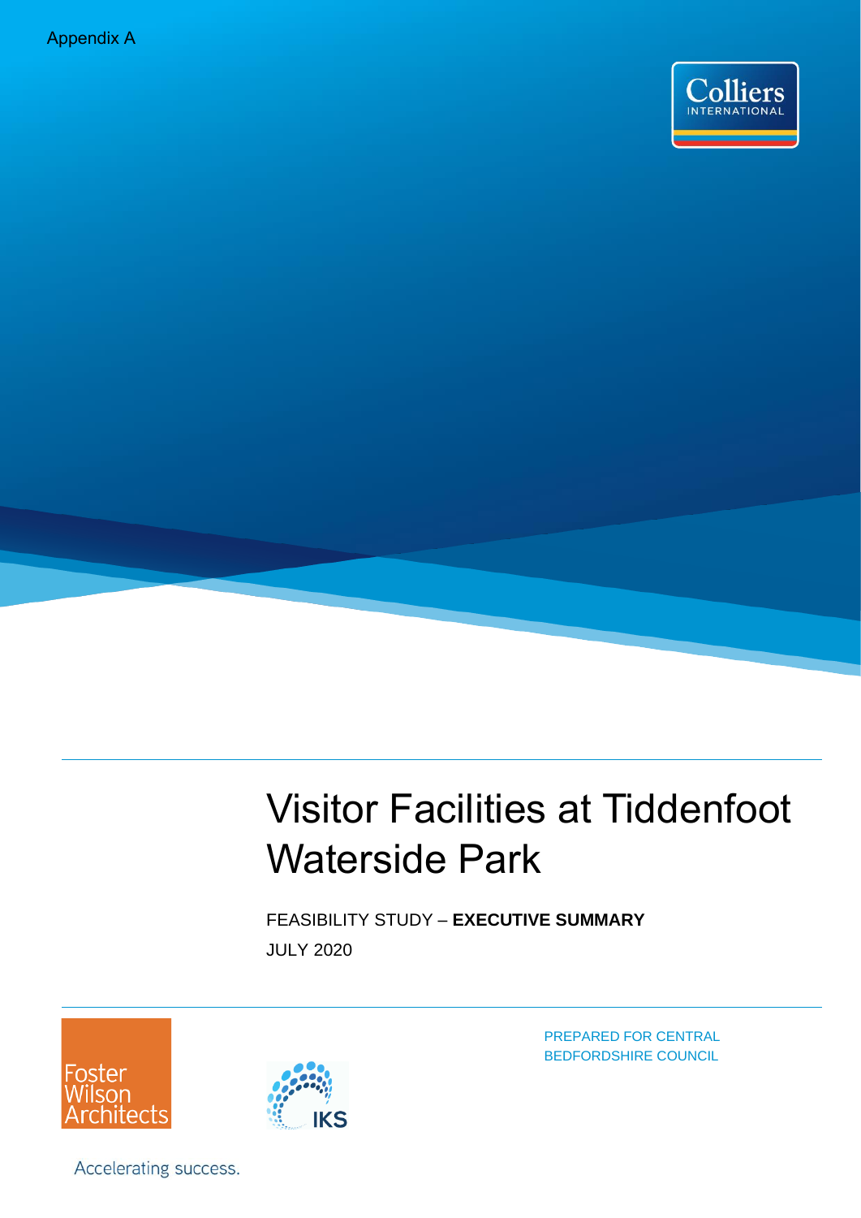Appendix A

# Visitor Facilities at Tiddenfoot Waterside Park

FEASIBILITY STUDY – **EXECUTIVE SUMMARY**

JULY 2020

PREPARED FOR CENTRAL BEDFORDSHIRE COUNCIL

Accelerating success.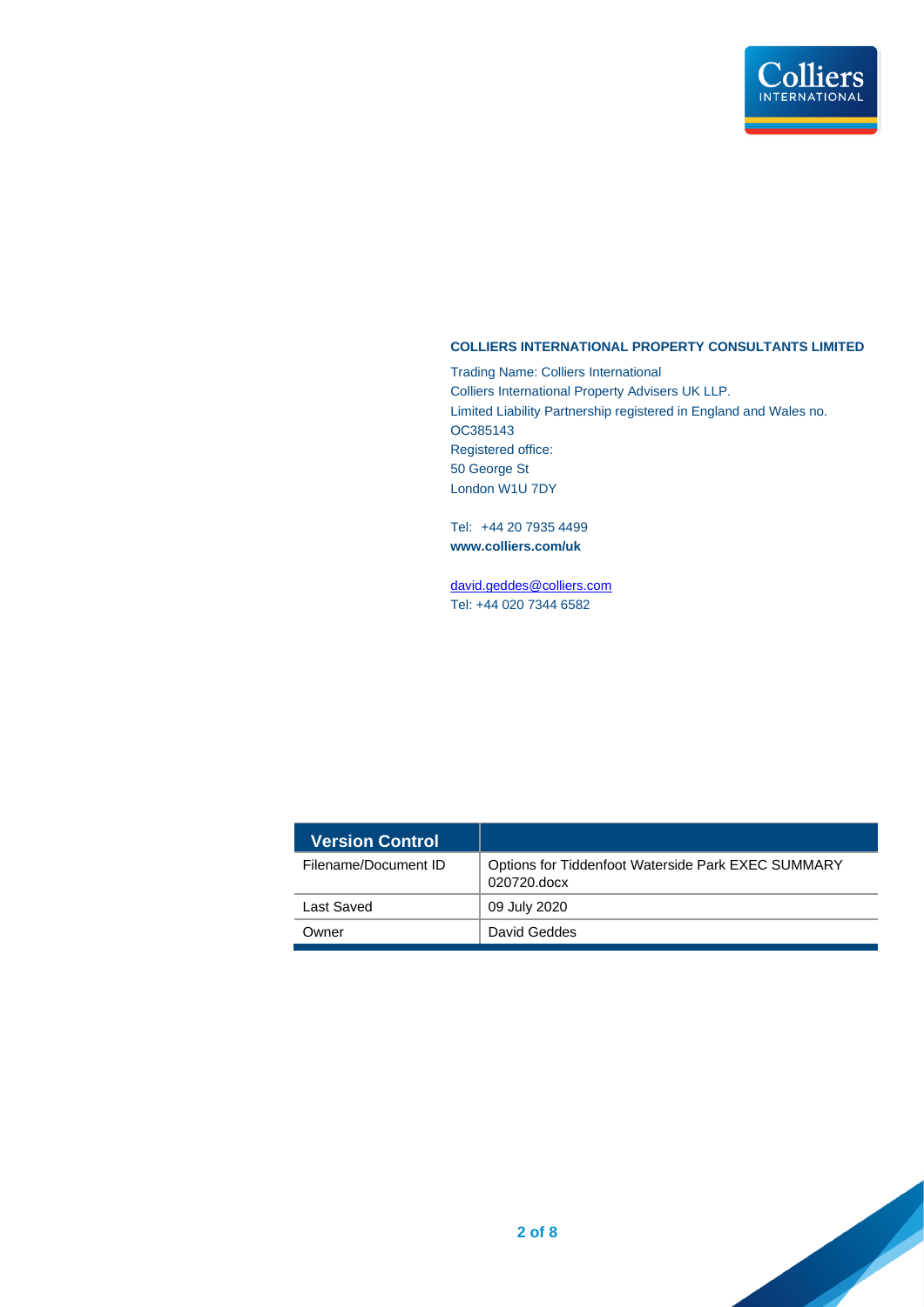**COLLIERS INTERNATIONAL PROPERTY CONSULTANTS LIMITED**

Trading Name: Colliers International
Colliers International Property Advisers UK LLP.
Limited Liability Partnership registered in England and Wales no. OC385143
Registered office:
50 George St
London W1U 7DY

Tel: +44 20 7935 4499
**www.colliers.com/uk**

david.geddes@colliers.com
Tel: +44 020 7344 6582

| Version Control | |
|---|---|
| Filename/Document ID | Options for Tiddenfoot Waterside Park EXEC SUMMARY 020720.docx |
| Last Saved | 09 July 2020 |
| Owner | David Geddes |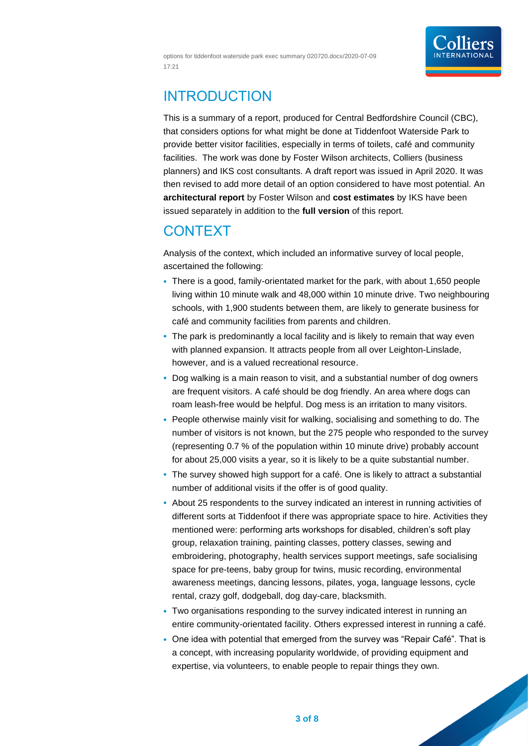## INTRODUCTION

This is a summary of a report, produced for Central Bedfordshire Council (CBC), that considers options for what might be done at Tiddenfoot Waterside Park to provide better visitor facilities, especially in terms of toilets, café and community facilities. The work was done by Foster Wilson architects, Colliers (business planners) and IKS cost consultants. A draft report was issued in April 2020. It was then revised to add more detail of an option considered to have most potential. An **architectural report** by Foster Wilson and **cost estimates** by IKS have been issued separately in addition to the **full version** of this report.

## CONTEXT

Analysis of the context, which included an informative survey of local people, ascertained the following:

- There is a good, family-orientated market for the park, with about 1,650 people living within 10 minute walk and 48,000 within 10 minute drive. Two neighbouring schools, with 1,900 students between them, are likely to generate business for café and community facilities from parents and children.
- The park is predominantly a local facility and is likely to remain that way even with planned expansion. It attracts people from all over Leighton-Linslade, however, and is a valued recreational resource.
- Dog walking is a main reason to visit, and a substantial number of dog owners are frequent visitors. A café should be dog friendly. An area where dogs can roam leash-free would be helpful. Dog mess is an irritation to many visitors.
- People otherwise mainly visit for walking, socialising and something to do. The number of visitors is not known, but the 275 people who responded to the survey (representing 0.7 % of the population within 10 minute drive) probably account for about 25,000 visits a year, so it is likely to be a quite substantial number.
- The survey showed high support for a café. One is likely to attract a substantial number of additional visits if the offer is of good quality.
- About 25 respondents to the survey indicated an interest in running activities of different sorts at Tiddenfoot if there was appropriate space to hire. Activities they mentioned were: performing arts workshops for disabled, children's soft play group, relaxation training, painting classes, pottery classes, sewing and embroidering, photography, health services support meetings, safe socialising space for pre-teens, baby group for twins, music recording, environmental awareness meetings, dancing lessons, pilates, yoga, language lessons, cycle rental, crazy golf, dodgeball, dog day-care, blacksmith.
- Two organisations responding to the survey indicated interest in running an entire community-orientated facility. Others expressed interest in running a café.
- One idea with potential that emerged from the survey was "Repair Café". That is a concept, with increasing popularity worldwide, of providing equipment and expertise, via volunteers, to enable people to repair things they own.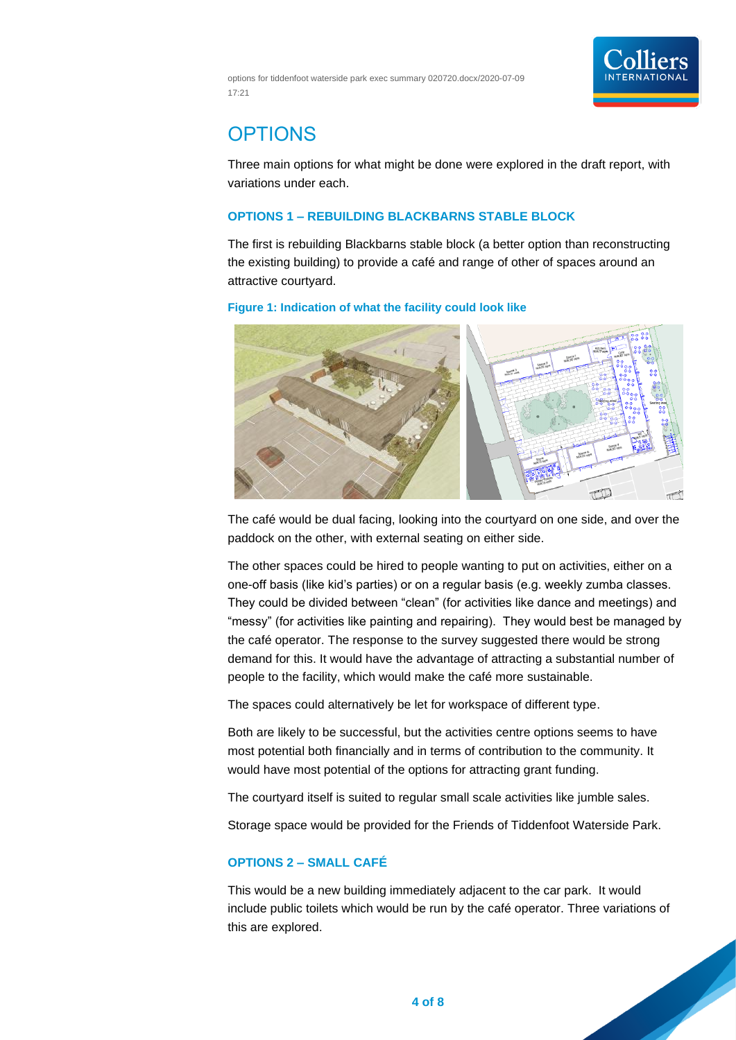# OPTIONS

Three main options for what might be done were explored in the draft report, with variations under each.

### OPTIONS 1 – REBUILDING BLACKBARNS STABLE BLOCK

The first is rebuilding Blackbarns stable block (a better option than reconstructing the existing building) to provide a café and range of other of spaces around an attractive courtyard.

**Figure 1: Indication of what the facility could look like**

The café would be dual facing, looking into the courtyard on one side, and over the paddock on the other, with external seating on either side.

The other spaces could be hired to people wanting to put on activities, either on a one-off basis (like kid's parties) or on a regular basis (e.g. weekly zumba classes. They could be divided between "clean" (for activities like dance and meetings) and "messy" (for activities like painting and repairing). They would best be managed by the café operator. The response to the survey suggested there would be strong demand for this. It would have the advantage of attracting a substantial number of people to the facility, which would make the café more sustainable.

The spaces could alternatively be let for workspace of different type.

Both are likely to be successful, but the activities centre options seems to have most potential both financially and in terms of contribution to the community. It would have most potential of the options for attracting grant funding.

The courtyard itself is suited to regular small scale activities like jumble sales.

Storage space would be provided for the Friends of Tiddenfoot Waterside Park.

### OPTIONS 2 – SMALL CAFÉ

This would be a new building immediately adjacent to the car park. It would include public toilets which would be run by the café operator. Three variations of this are explored.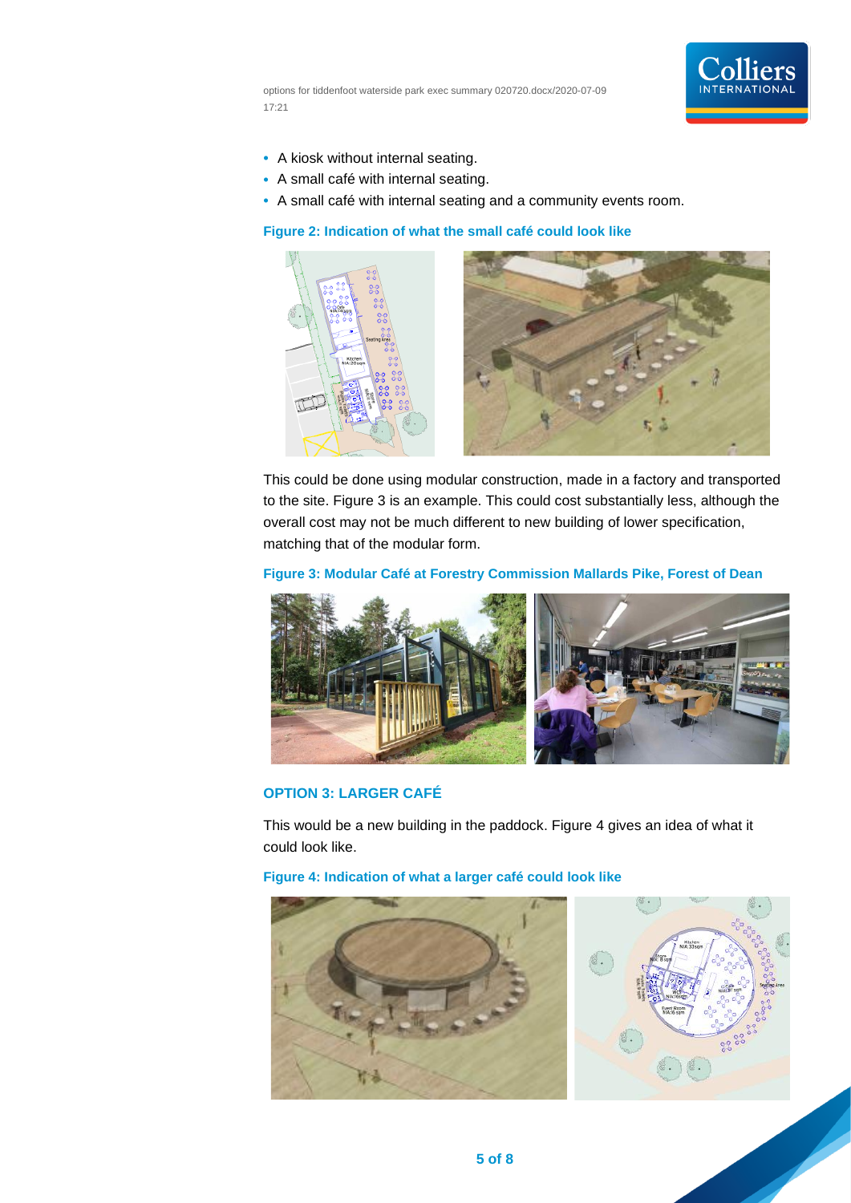- A kiosk without internal seating.
- A small café with internal seating.
- A small café with internal seating and a community events room.

**Figure 2: Indication of what the small café could look like**

This could be done using modular construction, made in a factory and transported to the site. Figure 3 is an example. This could cost substantially less, although the overall cost may not be much different to new building of lower specification, matching that of the modular form.

**Figure 3: Modular Café at Forestry Commission Mallards Pike, Forest of Dean**

## OPTION 3: LARGER CAFÉ

This would be a new building in the paddock. Figure 4 gives an idea of what it could look like.

**Figure 4: Indication of what a larger café could look like**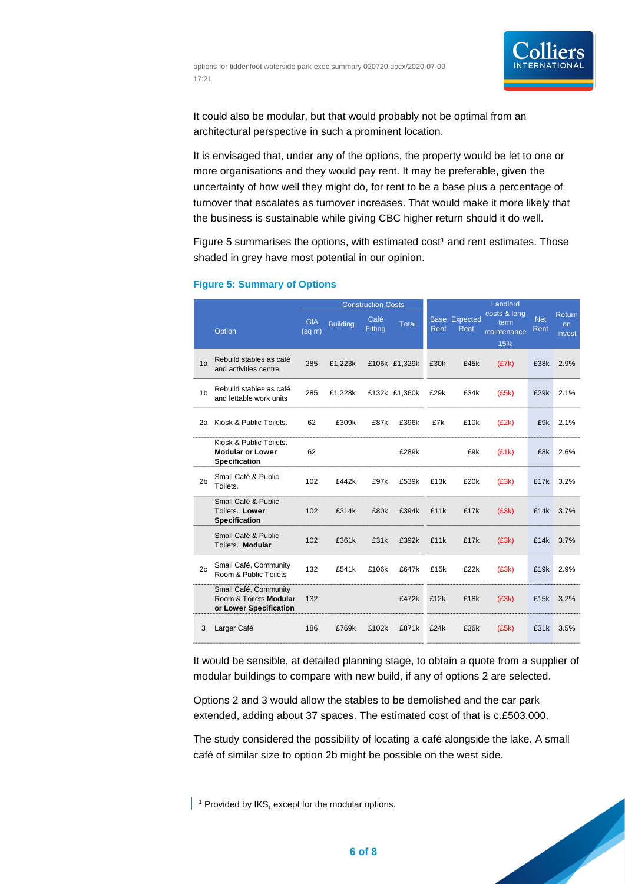It could also be modular, but that would probably not be optimal from an architectural perspective in such a prominent location.

It is envisaged that, under any of the options, the property would be let to one or more organisations and they would pay rent. It may be preferable, given the uncertainty of how well they might do, for rent to be a base plus a percentage of turnover that escalates as turnover increases. That would make it more likely that the business is sustainable while giving CBC higher return should it do well.

Figure 5 summarises the options, with estimated cost[1] and rent estimates. Those shaded in grey have most potential in our opinion.

**Figure 5: Summary of Options**

| | Option | GIA (sq m) | Construction Costs | | | Base Rent | Expected Rent | Landlord costs & long term maintenance 15% | Net Rent | Return on Invest |
|---|---|---|---|---|---|---|---|---|---|---|
| | | | Building | Café Fitting | Total | | | | | |
| 1a | Rebuild stables as café and activities centre | 285 | £1,223k | £106k | £1,329k | £30k | £45k | (£7k) | £38k | 2.9% |
| 1b | Rebuild stables as café and lettable work units | 285 | £1,228k | £132k | £1,360k | £29k | £34k | (£5k) | £29k | 2.1% |
| 2a | Kiosk & Public Toilets. | 62 | £309k | £87k | £396k | £7k | £10k | (£2k) | £9k | 2.1% |
| | Kiosk & Public Toilets. **Modular or Lower Specification** | 62 | | | £289k | | £9k | (£1k) | £8k | 2.6% |
| 2b | Small Café & Public Toilets. | 102 | £442k | £97k | £539k | £13k | £20k | (£3k) | £17k | 3.2% |
| | Small Café & Public Toilets. **Lower Specification** | 102 | £314k | £80k | £394k | £11k | £17k | (£3k) | £14k | 3.7% |
| | Small Café & Public Toilets. **Modular** | 102 | £361k | £31k | £392k | £11k | £17k | (£3k) | £14k | 3.7% |
| 2c | Small Café, Community Room & Public Toilets | 132 | £541k | £106k | £647k | £15k | £22k | (£3k) | £19k | 2.9% |
| | Small Café, Community Room & Toilets **Modular or Lower Specification** | 132 | | | £472k | £12k | £18k | (£3k) | £15k | 3.2% |
| 3 | Larger Café | 186 | £769k | £102k | £871k | £24k | £36k | (£5k) | £31k | 3.5% |

It would be sensible, at detailed planning stage, to obtain a quote from a supplier of modular buildings to compare with new build, if any of options 2 are selected.

Options 2 and 3 would allow the stables to be demolished and the car park extended, adding about 37 spaces. The estimated cost of that is c.£503,000.

The study considered the possibility of locating a café alongside the lake. A small café of similar size to option 2b might be possible on the west side.

[1] Provided by IKS, except for the modular options.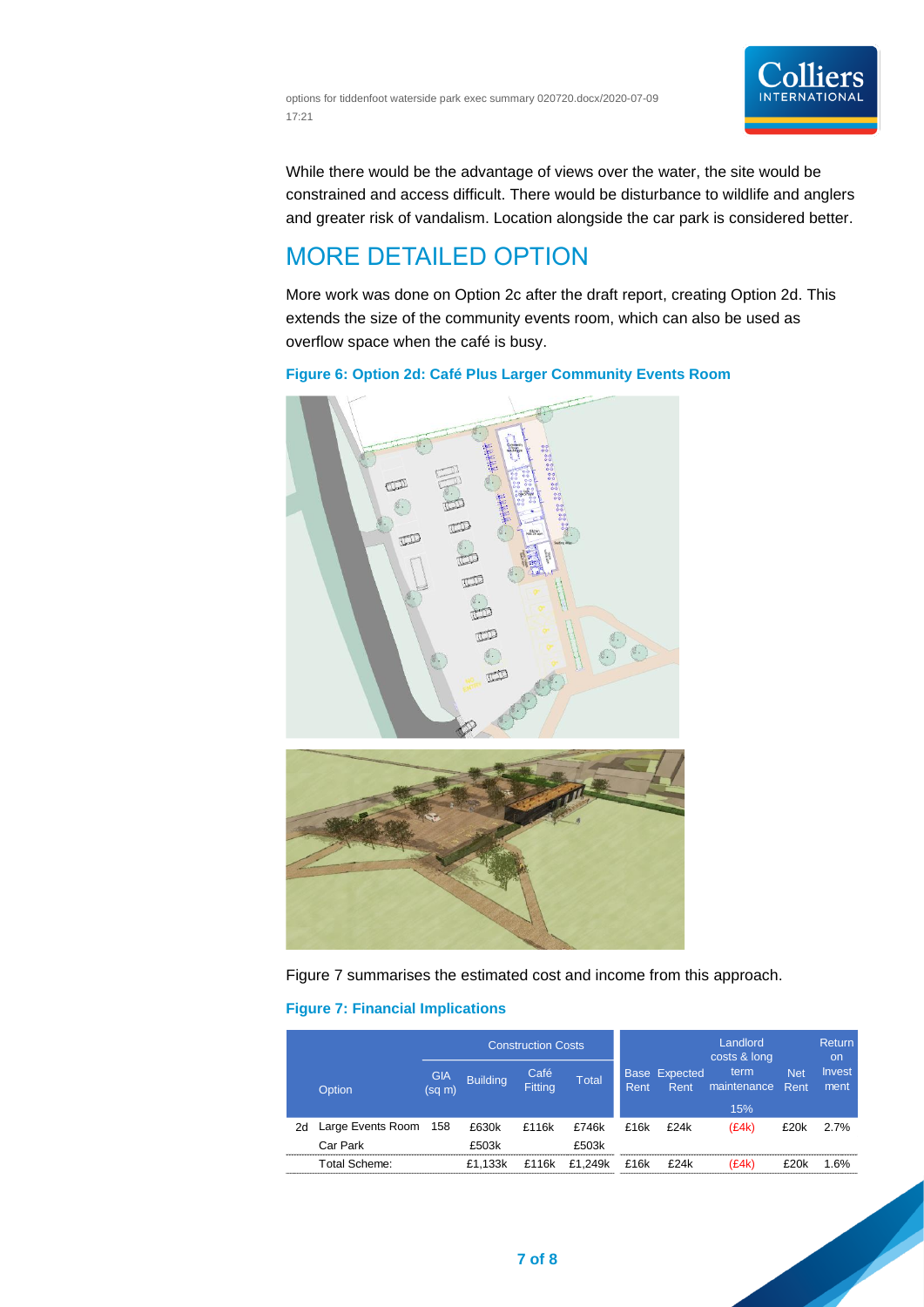While there would be the advantage of views over the water, the site would be constrained and access difficult. There would be disturbance to wildlife and anglers and greater risk of vandalism. Location alongside the car park is considered better.

## MORE DETAILED OPTION

More work was done on Option 2c after the draft report, creating Option 2d. This extends the size of the community events room, which can also be used as overflow space when the café is busy.

**Figure 6: Option 2d: Café Plus Larger Community Events Room**

Figure 7 summarises the estimated cost and income from this approach.

**Figure 7: Financial Implications**

| | Option | Construction Costs | | | | | | | | |
|---|---|---|---|---|---|---|---|---|---|---|
| | | GIA (sq m) | Building | Café Fitting | Total | Base Rent | Expected Rent | Landlord costs & long term maintenance 15% | Net Rent | Return on Investment |
| 2d | Large Events Room | 158 | £630k | £116k | £746k | £16k | £24k | (£4k) | £20k | 2.7% |
| | Car Park | | £503k | | £503k | | | | | |
| | Total Scheme: | | £1,133k | £116k | £1,249k | £16k | £24k | (£4k) | £20k | 1.6% |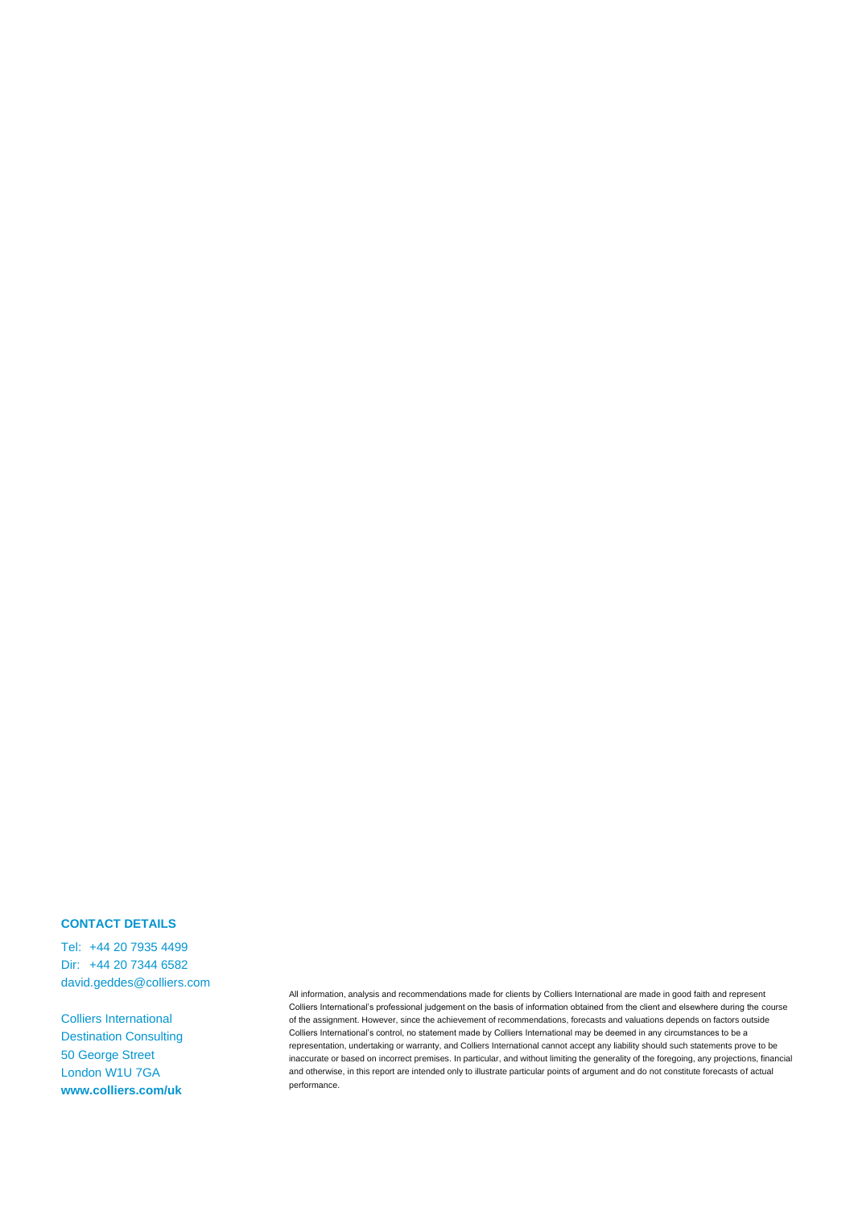**CONTACT DETAILS**

Tel: +44 20 7935 4499
Dir: +44 20 7344 6582
david.geddes@colliers.com

Colliers International
Destination Consulting
50 George Street
London W1U 7GA
**www.colliers.com/uk**

All information, analysis and recommendations made for clients by Colliers International are made in good faith and represent Colliers International's professional judgement on the basis of information obtained from the client and elsewhere during the course of the assignment. However, since the achievement of recommendations, forecasts and valuations depends on factors outside Colliers International's control, no statement made by Colliers International may be deemed in any circumstances to be a representation, undertaking or warranty, and Colliers International cannot accept any liability should such statements prove to be inaccurate or based on incorrect premises. In particular, and without limiting the generality of the foregoing, any projections, financial and otherwise, in this report are intended only to illustrate particular points of argument and do not constitute forecasts of actual performance.